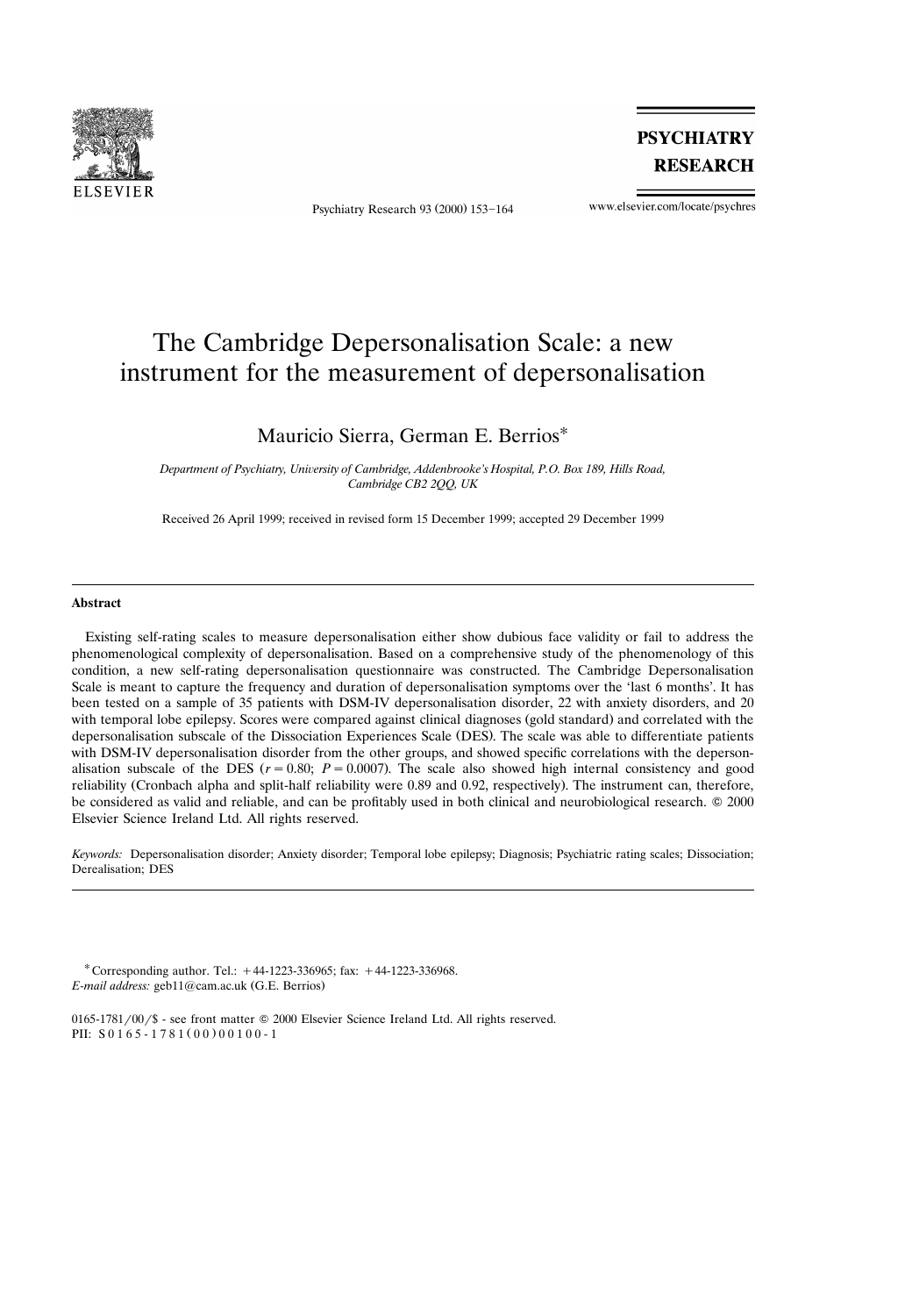# The Cambridge Depersonalisation Scale: a new instrument for the measurement of depersonalisation

Mauricio Sierra, German E. Berrios*

*Department of Psychiatry, University of Cambridge, Addenbrooke's Hospital, P.O. Box 189, Hills Road, Cambridge CB2 2QQ, UK*

Received 26 April 1999; received in revised form 15 December 1999; accepted 29 December 1999

## Abstract

Existing self-rating scales to measure depersonalisation either show dubious face validity or fail to address the phenomenological complexity of depersonalisation. Based on a comprehensive study of the phenomenology of this condition, a new self-rating depersonalisation questionnaire was constructed. The Cambridge Depersonalisation Scale is meant to capture the frequency and duration of depersonalisation symptoms over the 'last 6 months'. It has been tested on a sample of 35 patients with DSM-IV depersonalisation disorder, 22 with anxiety disorders, and 20 with temporal lobe epilepsy. Scores were compared against clinical diagnoses (gold standard) and correlated with the depersonalisation subscale of the Dissociation Experiences Scale (DES). The scale was able to differentiate patients with DSM-IV depersonalisation disorder from the other groups, and showed specific correlations with the depersonalisation subscale of the DES ($r = 0.80$; $P = 0.0007$). The scale also showed high internal consistency and good reliability (Cronbach alpha and split-half reliability were 0.89 and 0.92, respectively). The instrument can, therefore, be considered as valid and reliable, and can be profitably used in both clinical and neurobiological research. © 2000 Elsevier Science Ireland Ltd. All rights reserved.

*Keywords:* Depersonalisation disorder; Anxiety disorder; Temporal lobe epilepsy; Diagnosis; Psychiatric rating scales; Dissociation; Derealisation; DES

---

* Corresponding author. Tel.: +44-1223-336965; fax: +44-1223-336968.
*E-mail address:* geb11@cam.ac.uk (G.E. Berrios)

0165-1781/00/$ - see front matter © 2000 Elsevier Science Ireland Ltd. All rights reserved.
PII: S0165-1781(00)00100-1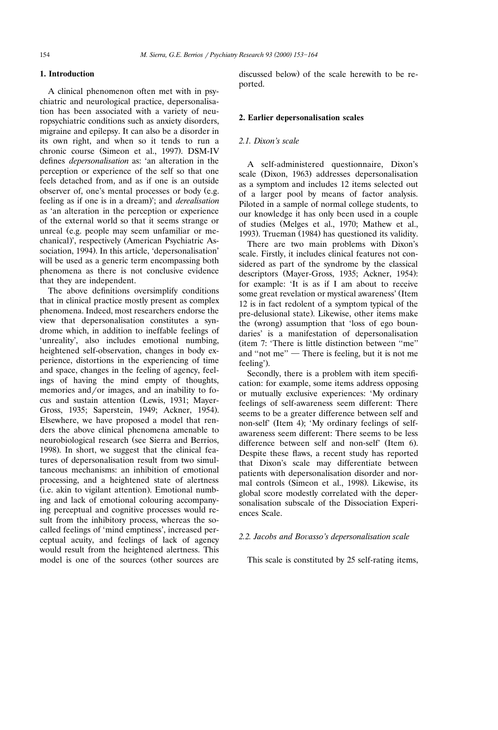## 1. Introduction

A clinical phenomenon often met with in psychiatric and neurological practice, depersonalisation has been associated with a variety of neuropsychiatric conditions such as anxiety disorders, migraine and epilepsy. It can also be a disorder in its own right, and when so it tends to run a chronic course (Simeon et al., 1997). DSM-IV defines *depersonalisation* as: 'an alteration in the perception or experience of the self so that one feels detached from, and as if one is an outside observer of, one's mental processes or body (e.g. feeling as if one is in a dream)'; and *derealisation* as 'an alteration in the perception or experience of the external world so that it seems strange or unreal (e.g. people may seem unfamiliar or mechanical)', respectively (American Psychiatric Association, 1994). In this article, 'depersonalisation' will be used as a generic term encompassing both phenomena as there is not conclusive evidence that they are independent.

The above definitions oversimplify conditions that in clinical practice mostly present as complex phenomena. Indeed, most researchers endorse the view that depersonalisation constitutes a syndrome which, in addition to ineffable feelings of 'unreality', also includes emotional numbing, heightened self-observation, changes in body experience, distortions in the experiencing of time and space, changes in the feeling of agency, feelings of having the mind empty of thoughts, memories and/or images, and an inability to focus and sustain attention (Lewis, 1931; Mayer-Gross, 1935; Saperstein, 1949; Ackner, 1954). Elsewhere, we have proposed a model that renders the above clinical phenomena amenable to neurobiological research (see Sierra and Berrios, 1998). In short, we suggest that the clinical features of depersonalisation result from two simultaneous mechanisms: an inhibition of emotional processing, and a heightened state of alertness (i.e. akin to vigilant attention). Emotional numbing and lack of emotional colouring accompanying perceptual and cognitive processes would result from the inhibitory process, whereas the so-called feelings of 'mind emptiness', increased perceptual acuity, and feelings of lack of agency would result from the heightened alertness. This model is one of the sources (other sources are discussed below) of the scale herewith to be reported.

## 2. Earlier depersonalisation scales

### 2.1. Dixon's scale

A self-administered questionnaire, Dixon's scale (Dixon, 1963) addresses depersonalisation as a symptom and includes 12 items selected out of a larger pool by means of factor analysis. Piloted in a sample of normal college students, to our knowledge it has only been used in a couple of studies (Melges et al., 1970; Mathew et al., 1993). Trueman (1984) has questioned its validity.

There are two main problems with Dixon's scale. Firstly, it includes clinical features not considered as part of the syndrome by the classical descriptors (Mayer-Gross, 1935; Ackner, 1954): for example: 'It is as if I am about to receive some great revelation or mystical awareness' (Item 12 is in fact redolent of a symptom typical of the pre-delusional state). Likewise, other items make the (wrong) assumption that 'loss of ego boundaries' is a manifestation of depersonalisation (item 7: 'There is little distinction between "me" and "not me" — There is feeling, but it is not me feeling').

Secondly, there is a problem with item specification: for example, some items address opposing or mutually exclusive experiences: 'My ordinary feelings of self-awareness seem different: There seems to be a greater difference between self and non-self' (Item 4); 'My ordinary feelings of self-awareness seem different: There seems to be less difference between self and non-self' (Item 6). Despite these flaws, a recent study has reported that Dixon's scale may differentiate between patients with depersonalisation disorder and normal controls (Simeon et al., 1998). Likewise, its global score modestly correlated with the depersonalisation subscale of the Dissociation Experiences Scale.

### 2.2. Jacobs and Bovasso's depersonalisation scale

This scale is constituted by 25 self-rating items,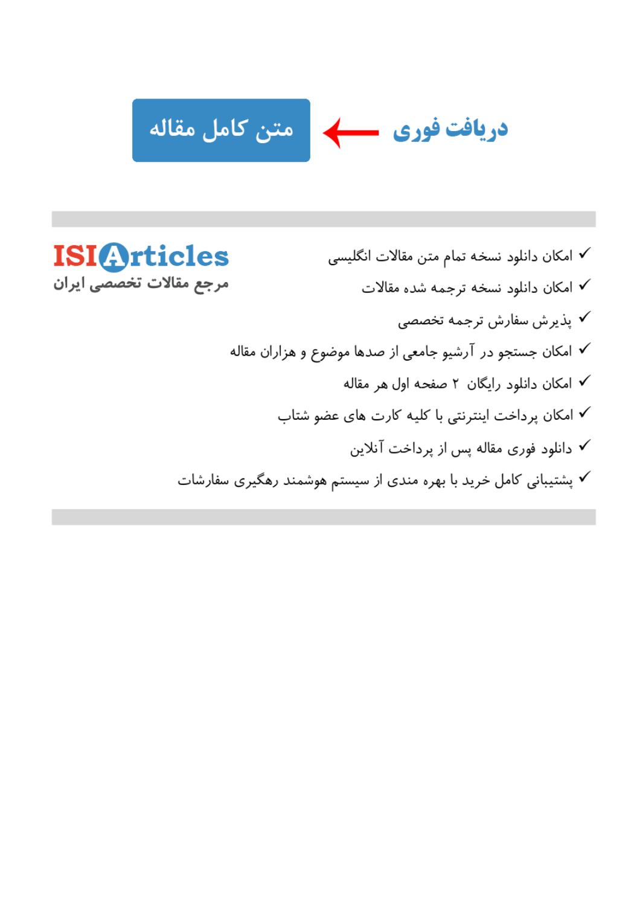دریافت فوری ← متن کامل مقاله

**ISIArticles**

مرجع مقالات تخصصی ایران

- ✓ امکان دانلود نسخه تمام متن مقالات انگلیسی
- ✓ امکان دانلود نسخه ترجمه شده مقالات
- ✓ پذیرش سفارش ترجمه تخصصی
- ✓ امکان جستجو در آرشیو جامعی از صدها موضوع و هزاران مقاله
- ✓ امکان دانلود رایگان ۲ صفحه اول هر مقاله
- ✓ امکان پرداخت اینترنتی با کلیه کارت های عضو شتاب
- ✓ دانلود فوری مقاله پس از پرداخت آنلاین
- ✓ پشتیبانی کامل خرید با بهره مندی از سیستم هوشمند رهگیری سفارشات